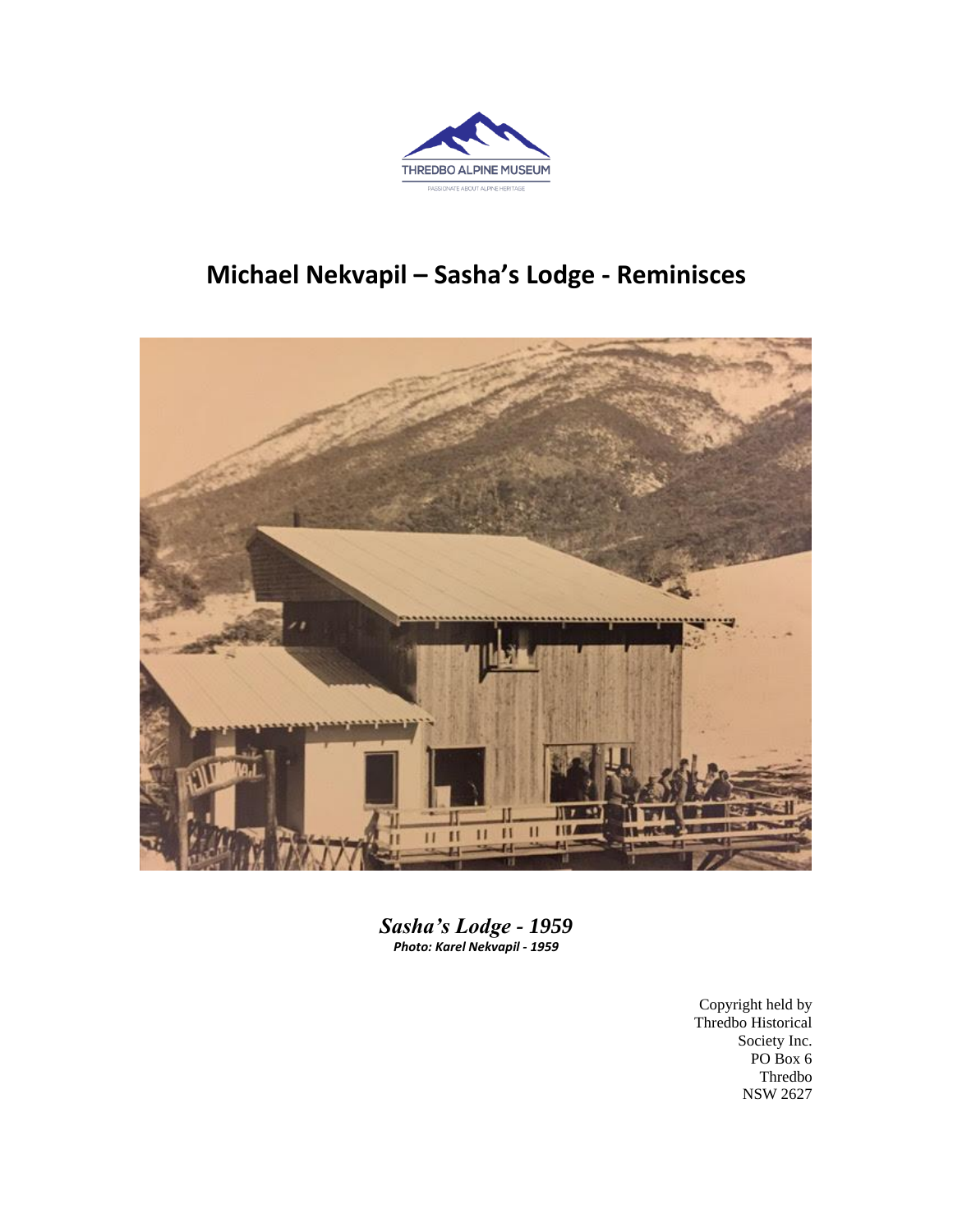THREDBO ALPINE MUSEUM

PASSIONATE ABOUT ALPINE HERITAGE

# Michael Nekvapil – Sasha's Lodge - Reminisces

***Sasha's Lodge - 1959***

***Photo: Karel Nekvapil - 1959***

Copyright held by
Thredbo Historical
Society Inc.
PO Box 6
Thredbo
NSW 2627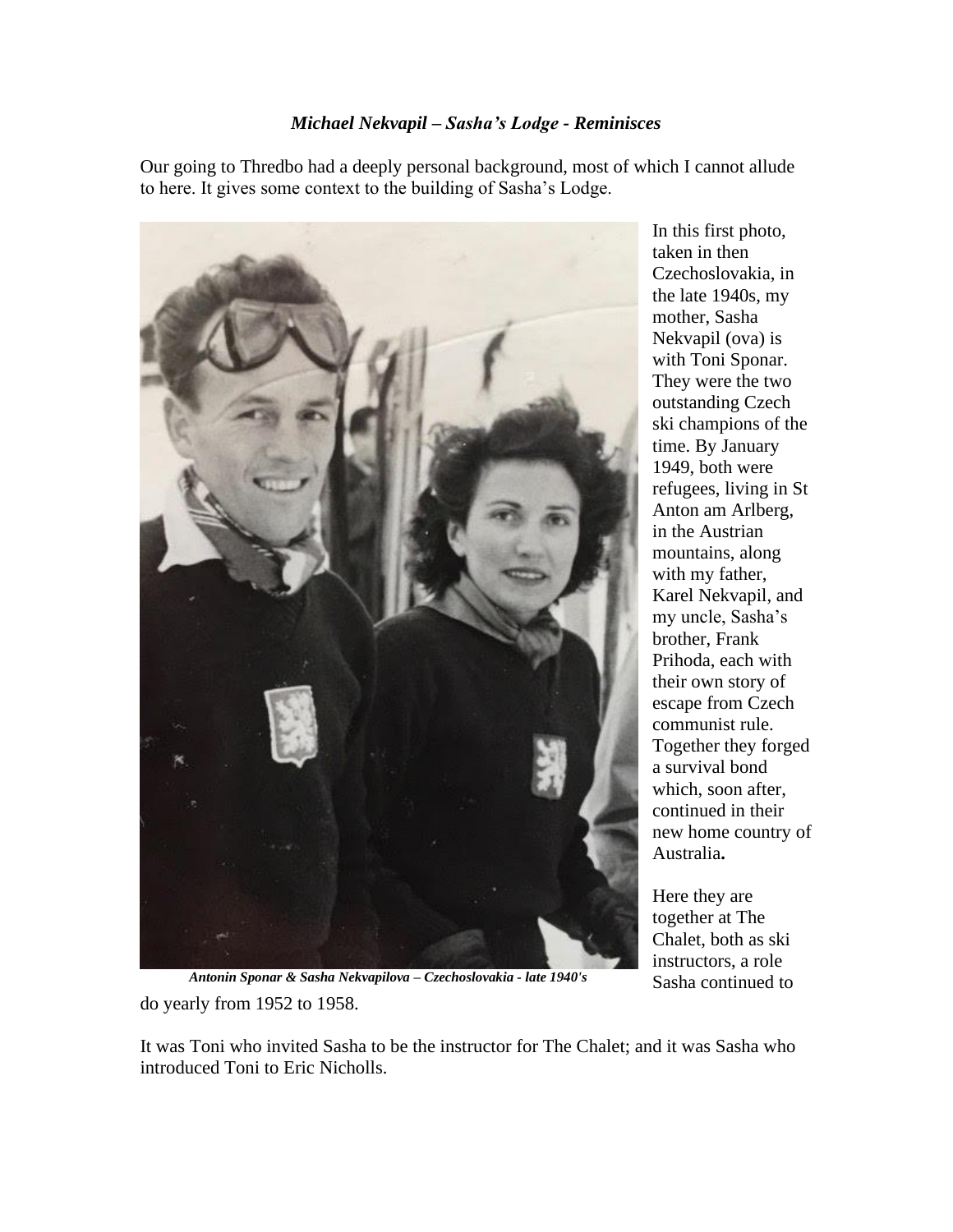### *Michael Nekvapil – Sasha's Lodge - Reminisces*

Our going to Thredbo had a deeply personal background, most of which I cannot allude to here. It gives some context to the building of Sasha's Lodge.

***Antonin Sponar & Sasha Nekvapilova – Czechoslovakia - late 1940's***

In this first photo, taken in then Czechoslovakia, in the late 1940s, my mother, Sasha Nekvapil (ova) is with Toni Sponar. They were the two outstanding Czech ski champions of the time. By January 1949, both were refugees, living in St Anton am Arlberg, in the Austrian mountains, along with my father, Karel Nekvapil, and my uncle, Sasha's brother, Frank Prihoda, each with their own story of escape from Czech communist rule. Together they forged a survival bond which, soon after, continued in their new home country of Australia**.**

Here they are together at The Chalet, both as ski instructors, a role Sasha continued to do yearly from 1952 to 1958.

It was Toni who invited Sasha to be the instructor for The Chalet; and it was Sasha who introduced Toni to Eric Nicholls.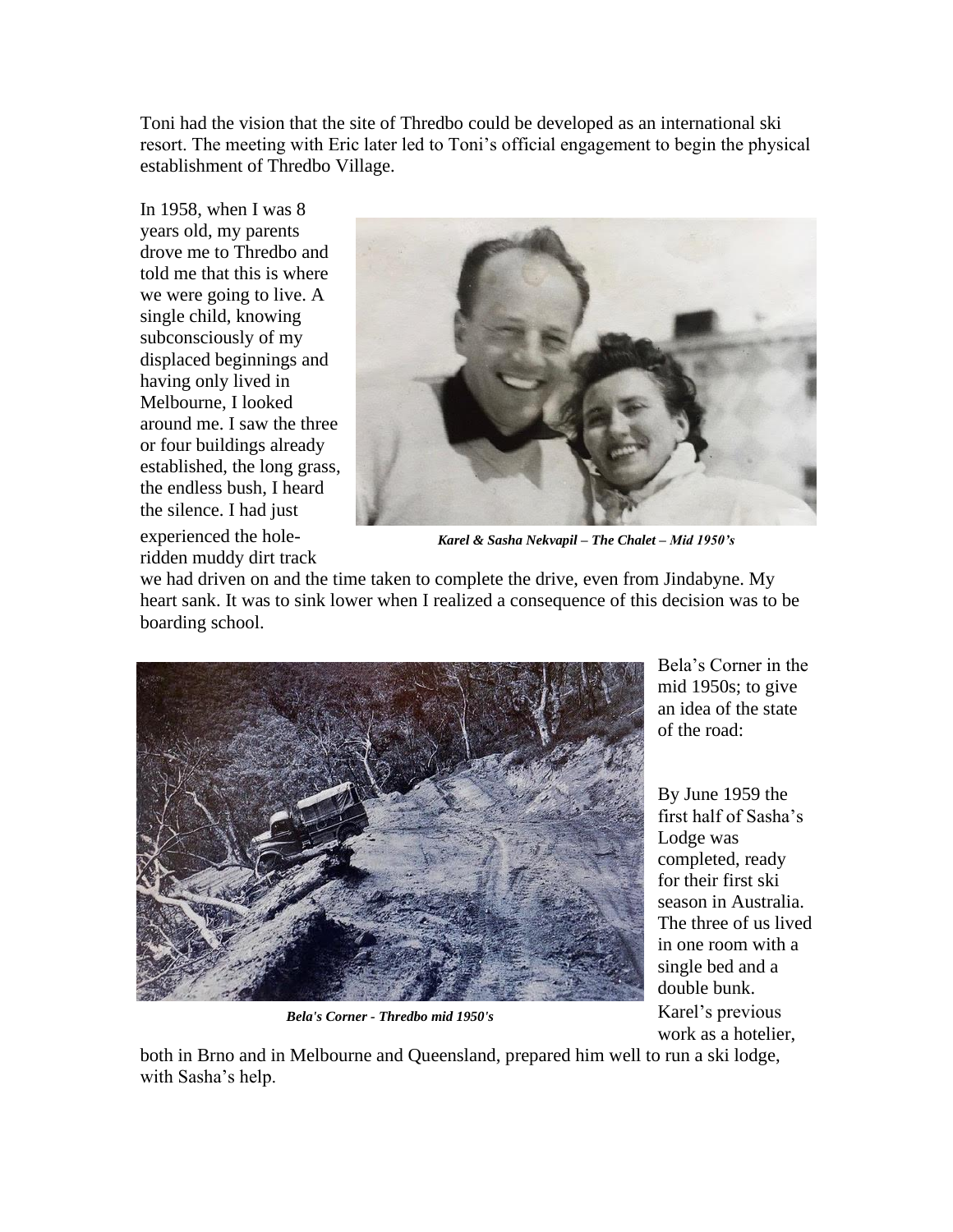Toni had the vision that the site of Thredbo could be developed as an international ski resort. The meeting with Eric later led to Toni's official engagement to begin the physical establishment of Thredbo Village.

In 1958, when I was 8 years old, my parents drove me to Thredbo and told me that this is where we were going to live. A single child, knowing subconsciously of my displaced beginnings and having only lived in Melbourne, I looked around me. I saw the three or four buildings already established, the long grass, the endless bush, I heard the silence. I had just experienced the hole-ridden muddy dirt track we had driven on and the time taken to complete the drive, even from Jindabyne. My heart sank. It was to sink lower when I realized a consequence of this decision was to be boarding school.

***Karel & Sasha Nekvapil – The Chalet – Mid 1950's***

Bela's Corner in the mid 1950s; to give an idea of the state of the road:

***Bela's Corner - Thredbo mid 1950's***

By June 1959 the first half of Sasha's Lodge was completed, ready for their first ski season in Australia. The three of us lived in one room with a single bed and a double bunk. Karel's previous work as a hotelier, both in Brno and in Melbourne and Queensland, prepared him well to run a ski lodge, with Sasha's help.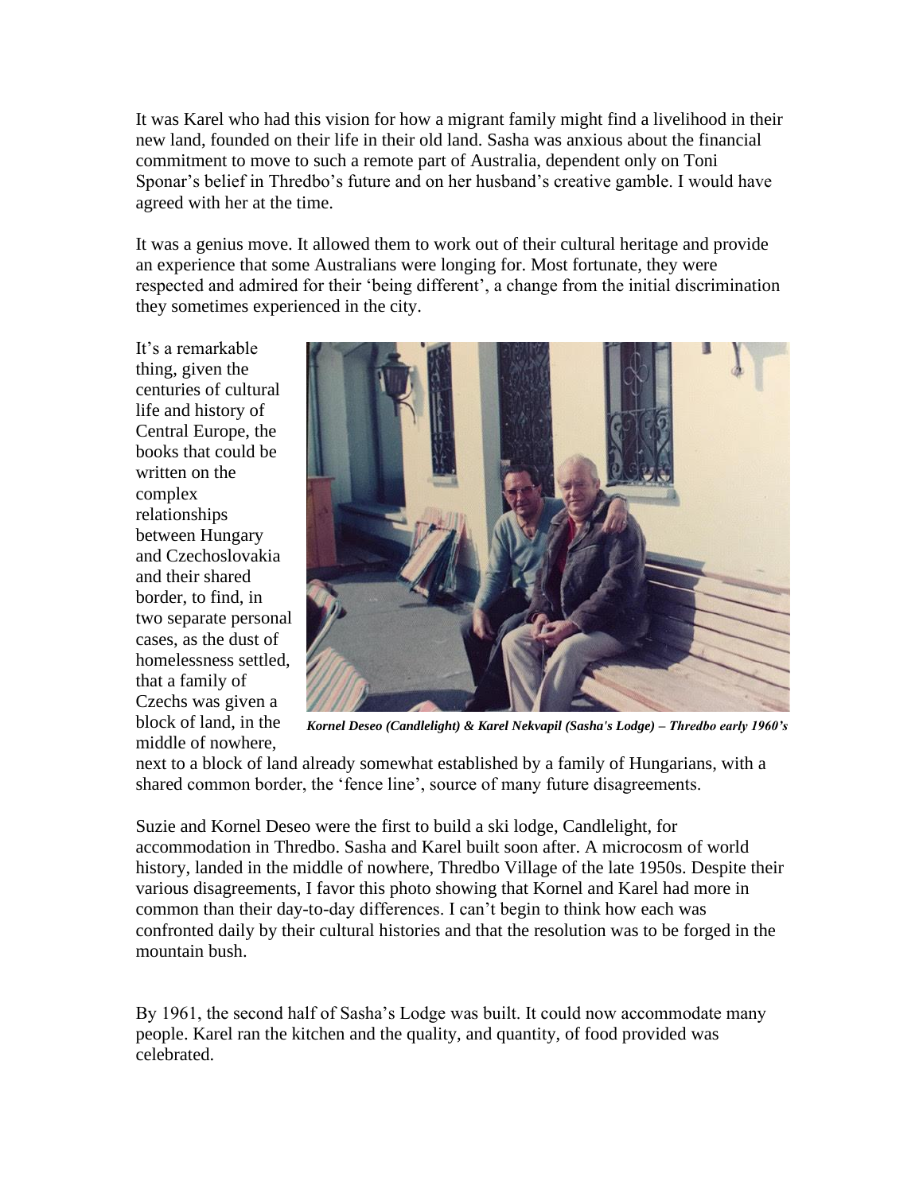It was Karel who had this vision for how a migrant family might find a livelihood in their new land, founded on their life in their old land. Sasha was anxious about the financial commitment to move to such a remote part of Australia, dependent only on Toni Sponar's belief in Thredbo's future and on her husband's creative gamble. I would have agreed with her at the time.

It was a genius move. It allowed them to work out of their cultural heritage and provide an experience that some Australians were longing for. Most fortunate, they were respected and admired for their 'being different', a change from the initial discrimination they sometimes experienced in the city.

It's a remarkable thing, given the centuries of cultural life and history of Central Europe, the books that could be written on the complex relationships between Hungary and Czechoslovakia and their shared border, to find, in two separate personal cases, as the dust of homelessness settled, that a family of Czechs was given a block of land, in the middle of nowhere, next to a block of land already somewhat established by a family of Hungarians, with a shared common border, the 'fence line', source of many future disagreements.

***Kornel Deseo (Candlelight) & Karel Nekvapil (Sasha's Lodge) – Thredbo early 1960's***

Suzie and Kornel Deseo were the first to build a ski lodge, Candlelight, for accommodation in Thredbo. Sasha and Karel built soon after. A microcosm of world history, landed in the middle of nowhere, Thredbo Village of the late 1950s. Despite their various disagreements, I favor this photo showing that Kornel and Karel had more in common than their day-to-day differences. I can't begin to think how each was confronted daily by their cultural histories and that the resolution was to be forged in the mountain bush.

By 1961, the second half of Sasha's Lodge was built. It could now accommodate many people. Karel ran the kitchen and the quality, and quantity, of food provided was celebrated.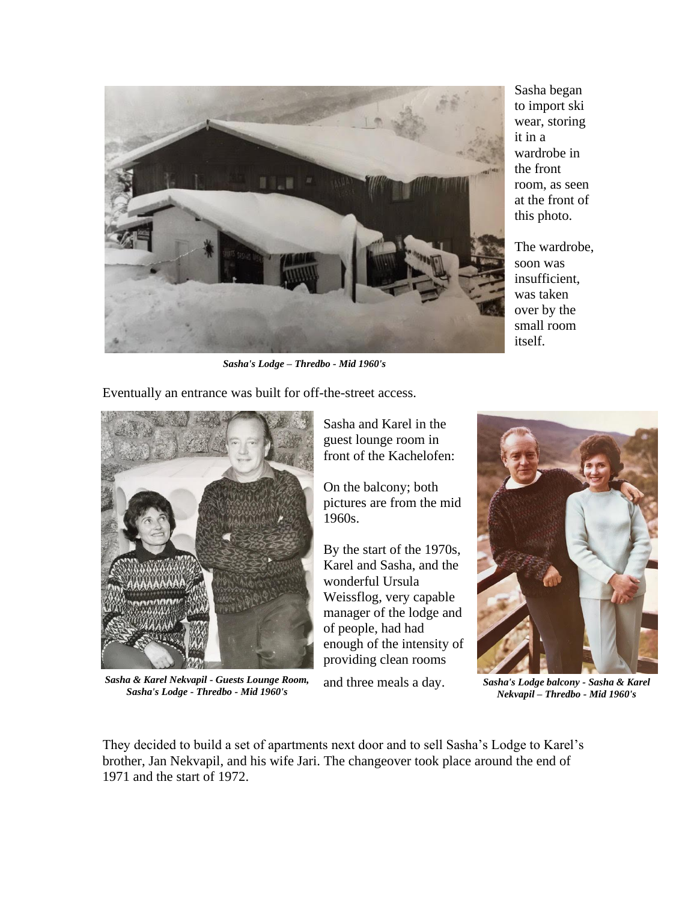Sasha began to import ski wear, storing it in a wardrobe in the front room, as seen at the front of this photo.

The wardrobe, soon was insufficient, was taken over by the small room itself.

***Sasha's Lodge – Thredbo - Mid 1960's***

Eventually an entrance was built for off-the-street access.

Sasha and Karel in the guest lounge room in front of the Kachelofen:

On the balcony; both pictures are from the mid 1960s.

By the start of the 1970s, Karel and Sasha, and the wonderful Ursula Weissflog, very capable manager of the lodge and of people, had had enough of the intensity of providing clean rooms and three meals a day.

***Sasha & Karel Nekvapil - Guests Lounge Room, Sasha's Lodge - Thredbo - Mid 1960's***

***Sasha's Lodge balcony - Sasha & Karel Nekvapil – Thredbo - Mid 1960's***

They decided to build a set of apartments next door and to sell Sasha's Lodge to Karel's brother, Jan Nekvapil, and his wife Jari. The changeover took place around the end of 1971 and the start of 1972.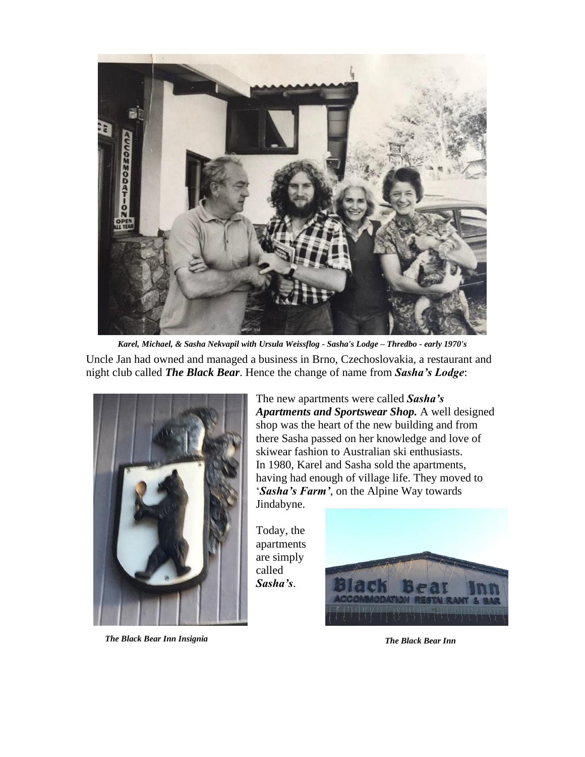*Karel, Michael, & Sasha Nekvapil with Ursula Weissflog - Sasha's Lodge – Thredbo - early 1970's*

Uncle Jan had owned and managed a business in Brno, Czechoslovakia, a restaurant and night club called ***The Black Bear***. Hence the change of name from ***Sasha's Lodge***:

The new apartments were called ***Sasha's Apartments and Sportswear Shop.*** A well designed shop was the heart of the new building and from there Sasha passed on her knowledge and love of skiwear fashion to Australian ski enthusiasts. In 1980, Karel and Sasha sold the apartments, having had enough of village life. They moved to '***Sasha's Farm'***, on the Alpine Way towards Jindabyne.

Today, the apartments are simply called ***Sasha's***.

*The Black Bear Inn Insignia*

*The Black Bear Inn*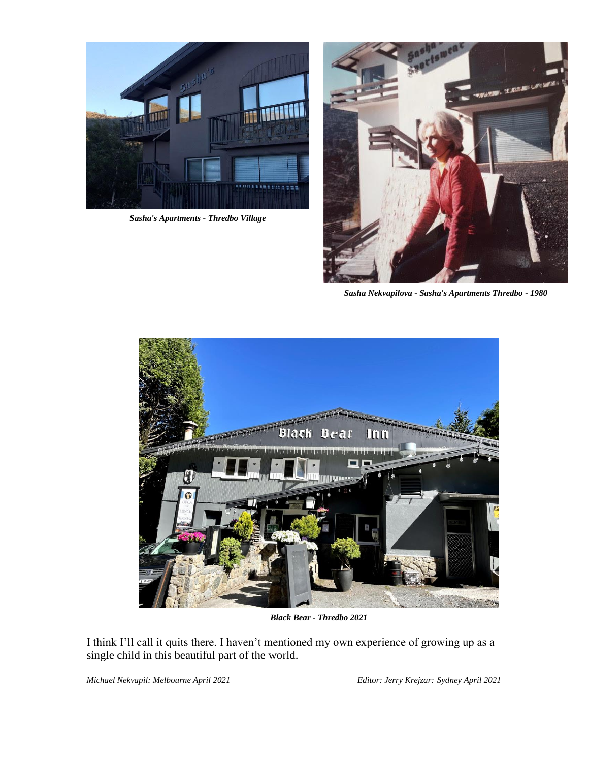*Sasha's Apartments - Thredbo Village*

*Sasha Nekvapilova - Sasha's Apartments Thredbo - 1980*

*Black Bear - Thredbo 2021*

I think I'll call it quits there. I haven't mentioned my own experience of growing up as a single child in this beautiful part of the world.

*Michael Nekvapil: Melbourne April 2021*

*Editor: Jerry Krejzar: Sydney April 2021*